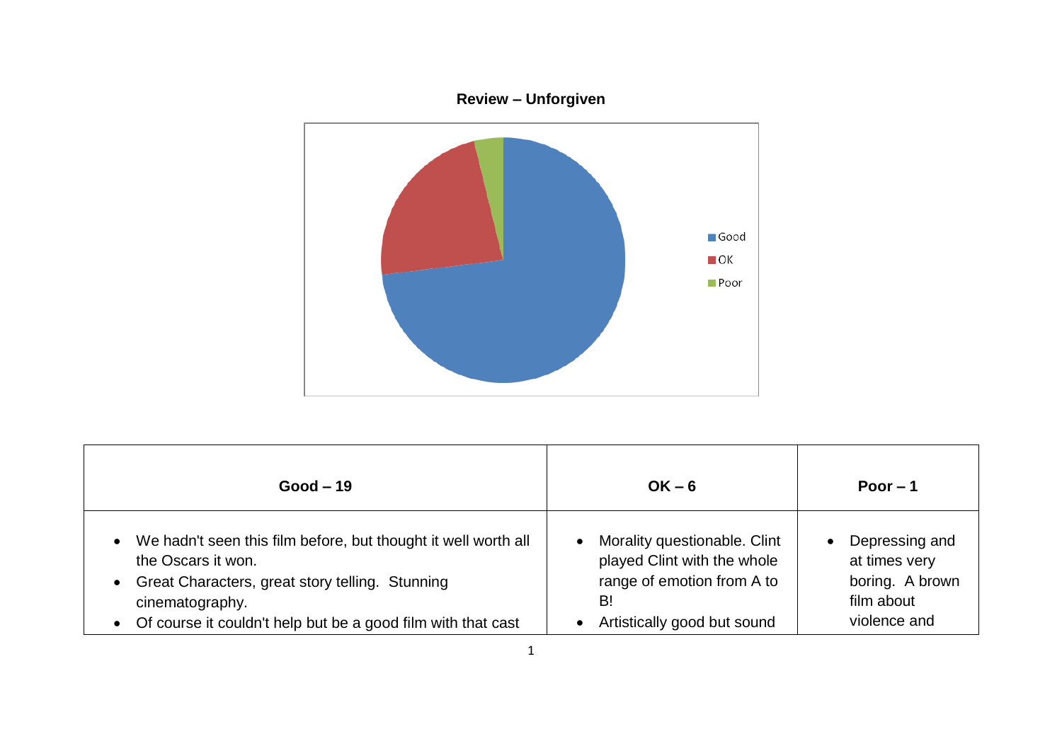**Review – Unforgiven**

Good

OK

Poor

| Good – 19 | OK – 6 | Poor – 1 |
|---|---|---|
| • We hadn't seen this film before, but thought it well worth all the Oscars it won.<br>• Great Characters, great story telling. Stunning cinematography.<br>• Of course it couldn't help but be a good film with that cast | • Morality questionable. Clint played Clint with the whole range of emotion from A to B!<br>• Artistically good but sound | • Depressing and at times very boring. A brown film about violence and |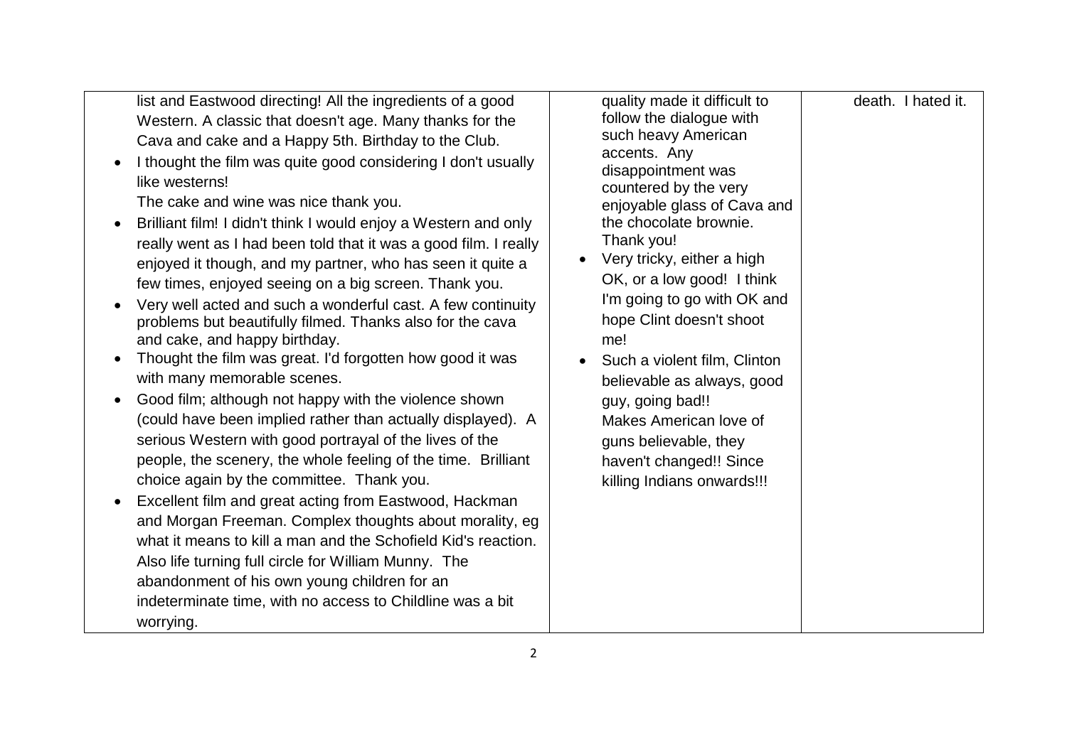| | | |
|---|---|---|
| list and Eastwood directing! All the ingredients of a good Western. A classic that doesn't age. Many thanks for the Cava and cake and a Happy 5th. Birthday to the Club.<br>• I thought the film was quite good considering I don't usually like westerns!<br>The cake and wine was nice thank you.<br>• Brilliant film! I didn't think I would enjoy a Western and only really went as I had been told that it was a good film. I really enjoyed it though, and my partner, who has seen it quite a few times, enjoyed seeing on a big screen. Thank you.<br>• Very well acted and such a wonderful cast. A few continuity problems but beautifully filmed. Thanks also for the cava and cake, and happy birthday.<br>• Thought the film was great. I'd forgotten how good it was with many memorable scenes.<br>• Good film; although not happy with the violence shown (could have been implied rather than actually displayed). A serious Western with good portrayal of the lives of the people, the scenery, the whole feeling of the time. Brilliant choice again by the committee. Thank you.<br>• Excellent film and great acting from Eastwood, Hackman and Morgan Freeman. Complex thoughts about morality, eg what it means to kill a man and the Schofield Kid's reaction. Also life turning full circle for William Munny. The abandonment of his own young children for an indeterminate time, with no access to Childline was a bit worrying. | quality made it difficult to follow the dialogue with such heavy American accents. Any disappointment was countered by the very enjoyable glass of Cava and the chocolate brownie. Thank you!<br>• Very tricky, either a high OK, or a low good! I think I'm going to go with OK and hope Clint doesn't shoot me!<br>• Such a violent film, Clinton believable as always, good guy, going bad!!<br>Makes American love of guns believable, they haven't changed!! Since killing Indians onwards!!! | death. I hated it. |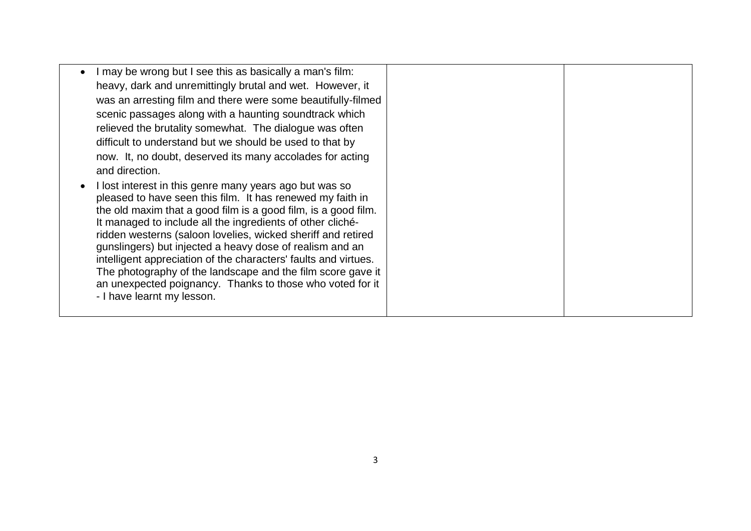| | | |
|---|---|---|
| • I may be wrong but I see this as basically a man's film: heavy, dark and unremittingly brutal and wet. However, it was an arresting film and there were some beautifully-filmed scenic passages along with a haunting soundtrack which relieved the brutality somewhat. The dialogue was often difficult to understand but we should be used to that by now. It, no doubt, deserved its many accolades for acting and direction.<br>• I lost interest in this genre many years ago but was so pleased to have seen this film. It has renewed my faith in the old maxim that a good film is a good film, is a good film. It managed to include all the ingredients of other cliché-ridden westerns (saloon lovelies, wicked sheriff and retired gunslingers) but injected a heavy dose of realism and an intelligent appreciation of the characters' faults and virtues. The photography of the landscape and the film score gave it an unexpected poignancy. Thanks to those who voted for it - I have learnt my lesson. | | |